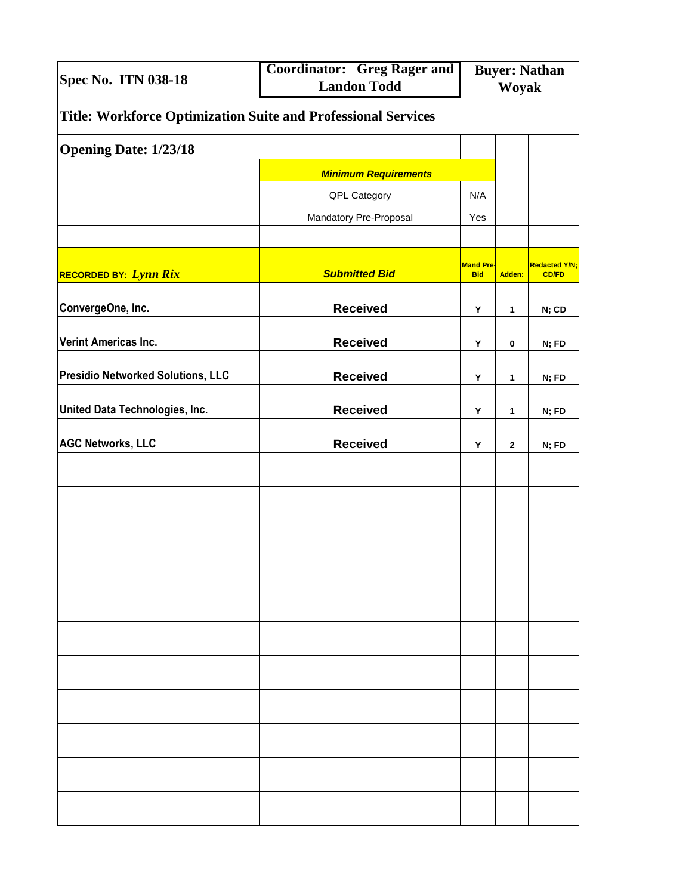| Spec No. ITN 038-18 | Coordinator: Greg Rager and Landon Todd | Buyer: Nathan Woyak | | |
|---|---|---|---|---|
| **Title: Workforce Optimization Suite and Professional Services** | | | | |
| **Opening Date: 1/23/18** | | | | |
| | ***Minimum Requirements*** | | | |
| | QPL Category | N/A | | |
| | Mandatory Pre-Proposal | Yes | | |
| | | | | |
| **RECORDED BY:** ***Lynn Rix*** | ***Submitted Bid*** | **Mand Pre-Bid** | **Adden:** | **Redacted Y/N; CD/FD** |
| **ConvergeOne, Inc.** | **Received** | **Y** | **1** | **N; CD** |
| **Verint Americas Inc.** | **Received** | **Y** | **0** | **N; FD** |
| **Presidio Networked Solutions, LLC** | **Received** | **Y** | **1** | **N; FD** |
| **United Data Technologies, Inc.** | **Received** | **Y** | **1** | **N; FD** |
| **AGC Networks, LLC** | **Received** | **Y** | **2** | **N; FD** |
| | | | | |
| | | | | |
| | | | | |
| | | | | |
| | | | | |
| | | | | |
| | | | | |
| | | | | |
| | | | | |
| | | | | |
| | | | | |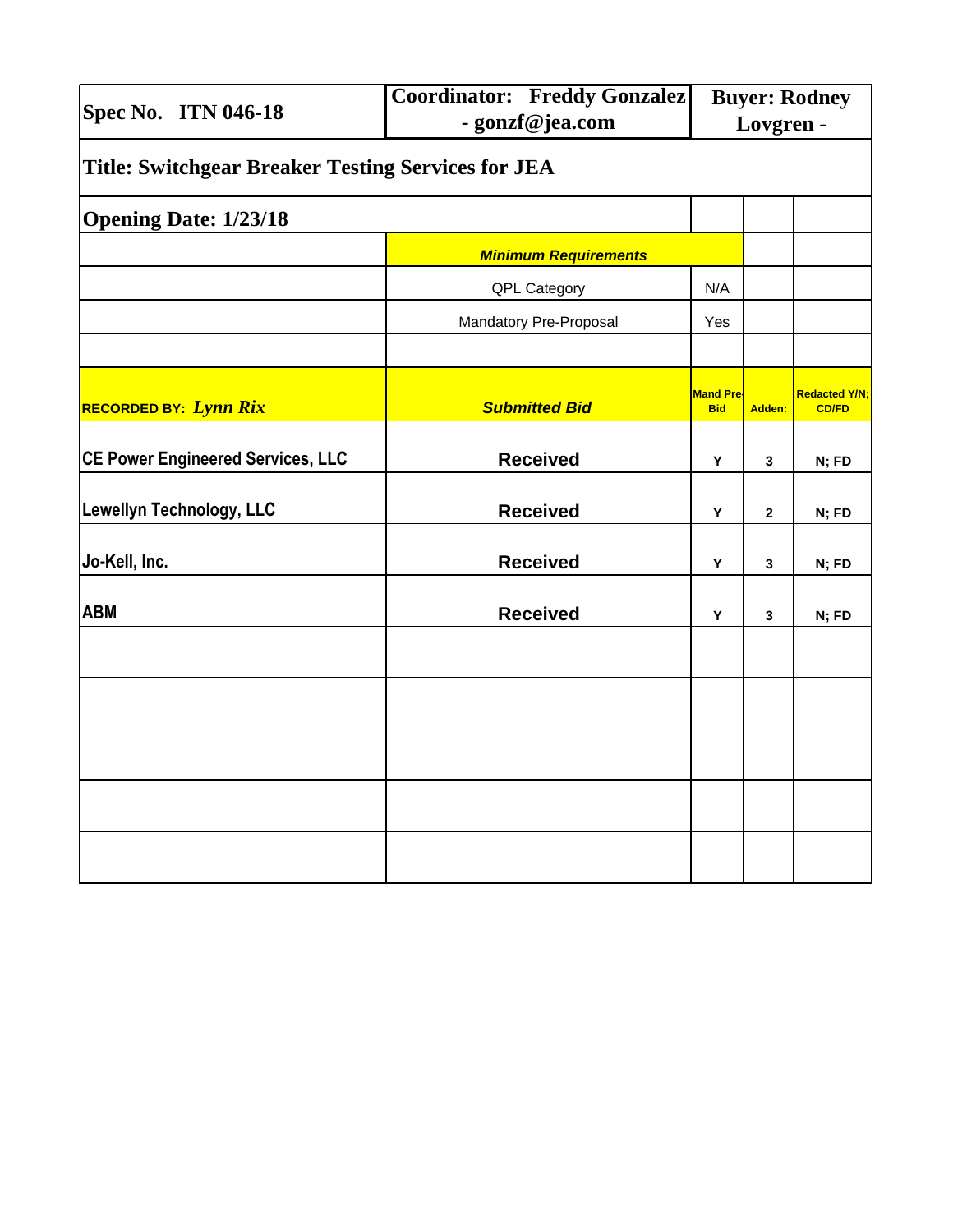| Spec No. ITN 046-18 | Coordinator: Freddy Gonzalez - gonzf@jea.com | Buyer: Rodney Lovgren - | | |
|---|---|---|---|---|
| **Title: Switchgear Breaker Testing Services for JEA** | | | | |
| **Opening Date: 1/23/18** | | | | |
| | ***Minimum Requirements*** | | | |
| | QPL Category | N/A | | |
| | Mandatory Pre-Proposal | Yes | | |
| | | | | |
| **RECORDED BY:** ***Lynn Rix*** | ***Submitted Bid*** | **Mand Pre-Bid** | **Adden:** | **Redacted Y/N; CD/FD** |
| **CE Power Engineered Services, LLC** | **Received** | **Y** | **3** | **N; FD** |
| **Lewellyn Technology, LLC** | **Received** | **Y** | **2** | **N; FD** |
| **Jo-Kell, Inc.** | **Received** | **Y** | **3** | **N; FD** |
| **ABM** | **Received** | **Y** | **3** | **N; FD** |
| | | | | |
| | | | | |
| | | | | |
| | | | | |
| | | | | |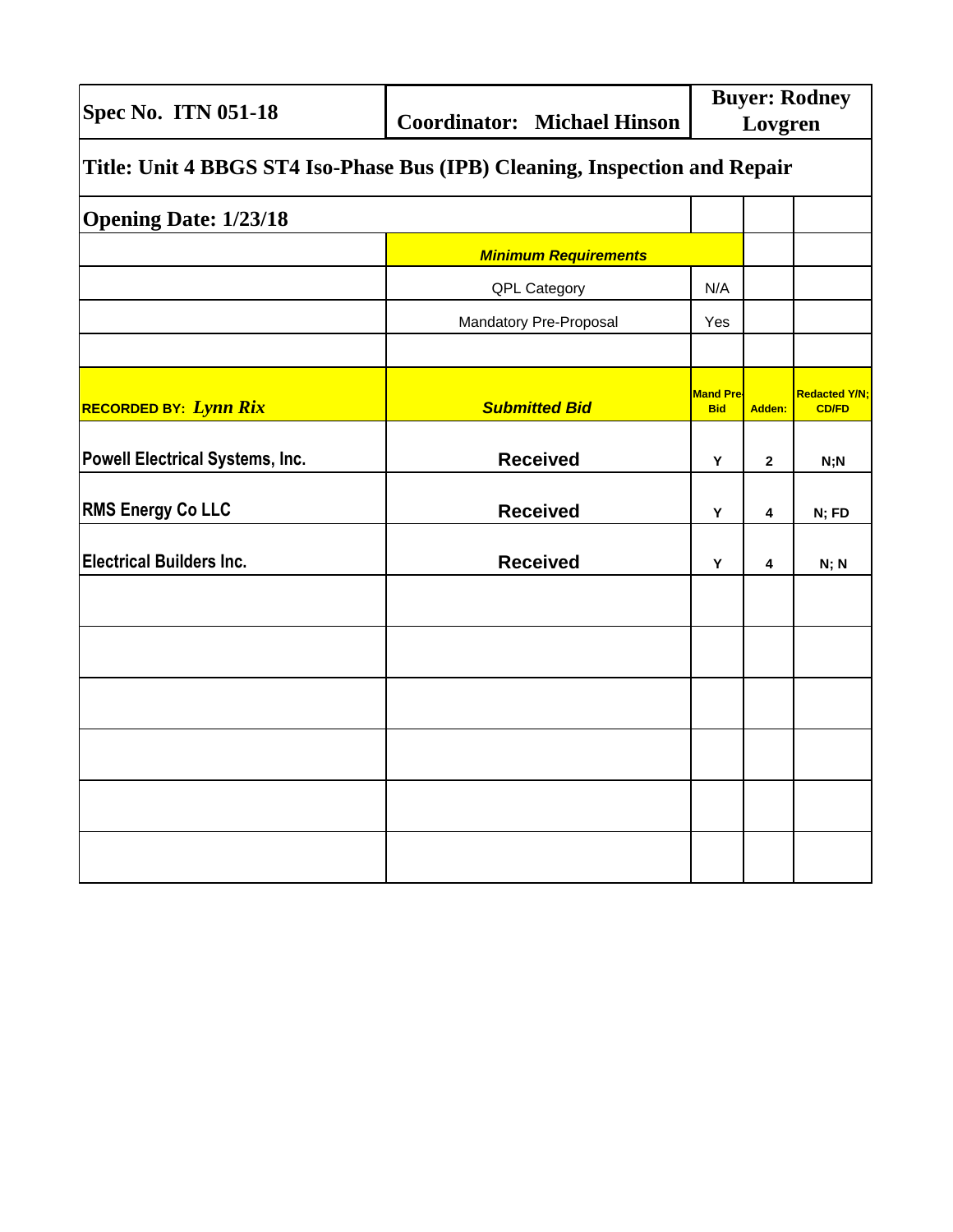| Spec No. ITN 051-18 | Coordinator: Michael Hinson | Buyer: Rodney Lovgren | | |
|---|---|---|---|---|
| **Title: Unit 4 BBGS ST4 Iso-Phase Bus (IPB) Cleaning, Inspection and Repair** | | | | |
| **Opening Date: 1/23/18** | | | | |
| | ***Minimum Requirements*** | | | |
| | QPL Category | N/A | | |
| | Mandatory Pre-Proposal | Yes | | |
| | | | | |
| **RECORDED BY:** ***Lynn Rix*** | ***Submitted Bid*** | **Mand Pre-Bid** | **Adden:** | **Redacted Y/N; CD/FD** |
| **Powell Electrical Systems, Inc.** | **Received** | **Y** | **2** | **N;N** |
| **RMS Energy Co LLC** | **Received** | **Y** | **4** | **N; FD** |
| **Electrical Builders Inc.** | **Received** | **Y** | **4** | **N; N** |
| | | | | |
| | | | | |
| | | | | |
| | | | | |
| | | | | |
| | | | | |